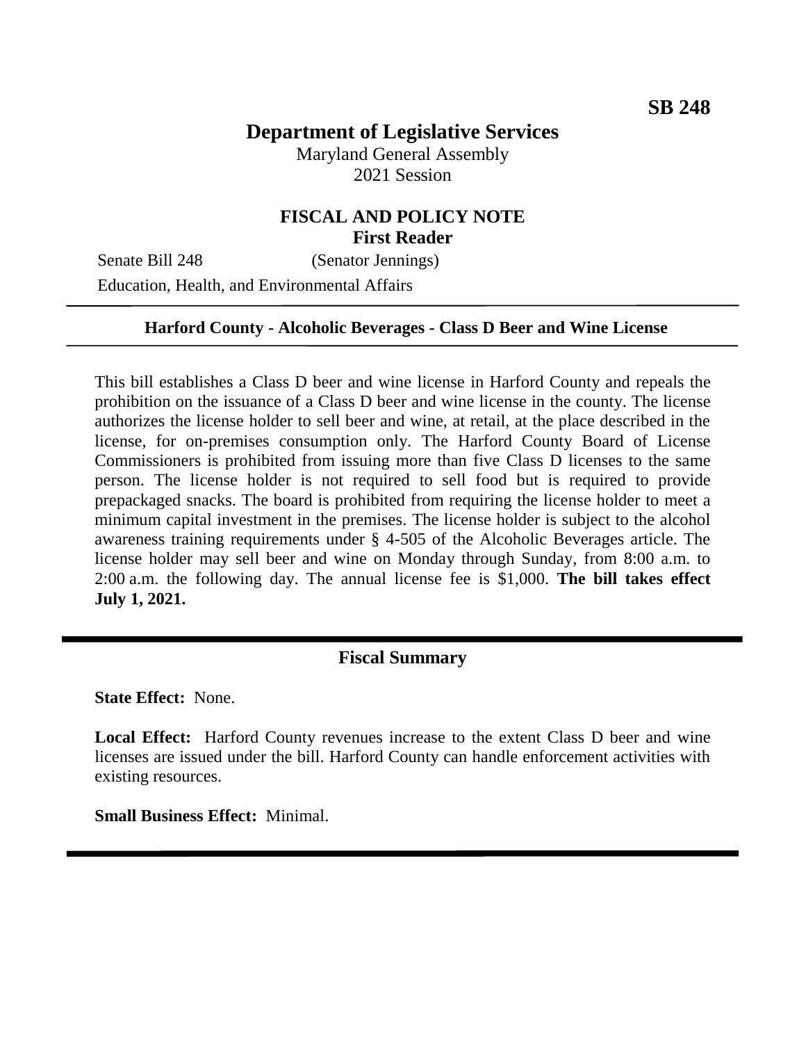**SB 248**

# Department of Legislative Services

Maryland General Assembly
2021 Session

## FISCAL AND POLICY NOTE
**First Reader**

Senate Bill 248 (Senator Jennings)

Education, Health, and Environmental Affairs

---

**Harford County - Alcoholic Beverages - Class D Beer and Wine License**

---

This bill establishes a Class D beer and wine license in Harford County and repeals the prohibition on the issuance of a Class D beer and wine license in the county. The license authorizes the license holder to sell beer and wine, at retail, at the place described in the license, for on-premises consumption only. The Harford County Board of License Commissioners is prohibited from issuing more than five Class D licenses to the same person. The license holder is not required to sell food but is required to provide prepackaged snacks. The board is prohibited from requiring the license holder to meet a minimum capital investment in the premises. The license holder is subject to the alcohol awareness training requirements under § 4-505 of the Alcoholic Beverages article. The license holder may sell beer and wine on Monday through Sunday, from 8:00 a.m. to 2:00 a.m. the following day. The annual license fee is $1,000. **The bill takes effect July 1, 2021.**

---

## Fiscal Summary

**State Effect:** None.

**Local Effect:** Harford County revenues increase to the extent Class D beer and wine licenses are issued under the bill. Harford County can handle enforcement activities with existing resources.

**Small Business Effect:** Minimal.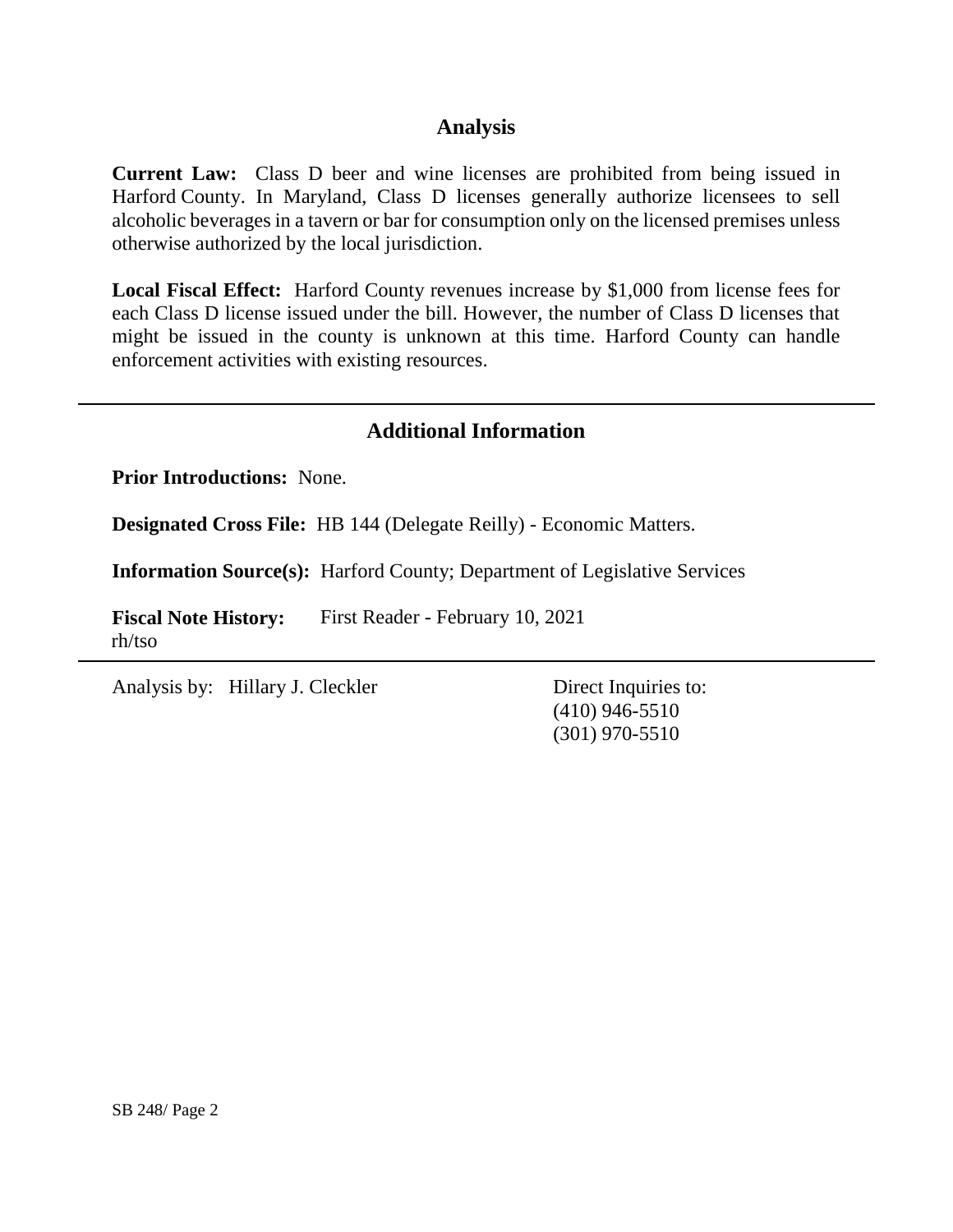## Analysis

**Current Law:** Class D beer and wine licenses are prohibited from being issued in Harford County. In Maryland, Class D licenses generally authorize licensees to sell alcoholic beverages in a tavern or bar for consumption only on the licensed premises unless otherwise authorized by the local jurisdiction.

**Local Fiscal Effect:** Harford County revenues increase by $1,000 from license fees for each Class D license issued under the bill. However, the number of Class D licenses that might be issued in the county is unknown at this time. Harford County can handle enforcement activities with existing resources.

---

## Additional Information

**Prior Introductions:** None.

**Designated Cross File:** HB 144 (Delegate Reilly) - Economic Matters.

**Information Source(s):** Harford County; Department of Legislative Services

**Fiscal Note History:** First Reader - February 10, 2021
rh/tso

---

Analysis by: Hillary J. Cleckler

Direct Inquiries to:
(410) 946-5510
(301) 970-5510